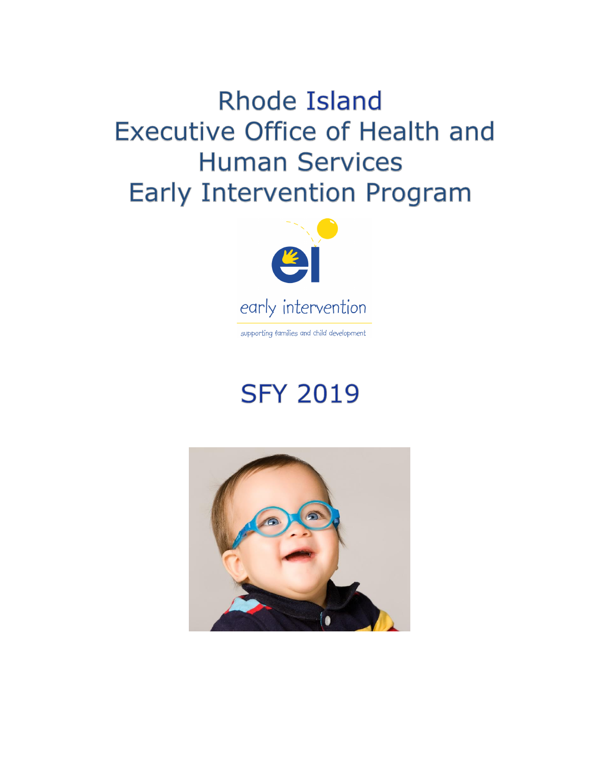# Rhode Island Executive Office of Health and Human Services Early Intervention Program

early intervention

supporting families and child development

## SFY 2019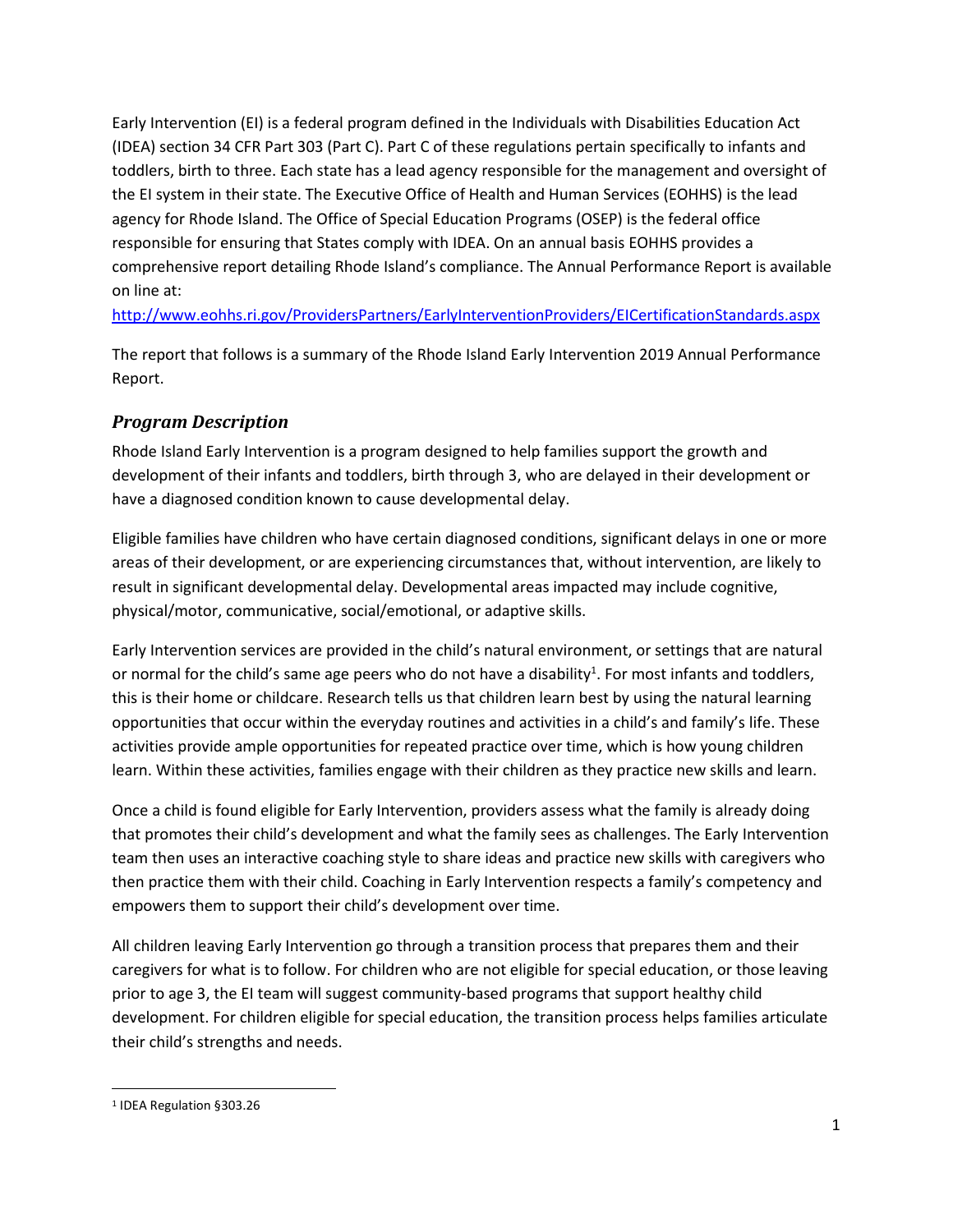Early Intervention (EI) is a federal program defined in the Individuals with Disabilities Education Act (IDEA) section 34 CFR Part 303 (Part C). Part C of these regulations pertain specifically to infants and toddlers, birth to three. Each state has a lead agency responsible for the management and oversight of the EI system in their state. The Executive Office of Health and Human Services (EOHHS) is the lead agency for Rhode Island. The Office of Special Education Programs (OSEP) is the federal office responsible for ensuring that States comply with IDEA. On an annual basis EOHHS provides a comprehensive report detailing Rhode Island's compliance. The Annual Performance Report is available on line at:

http://www.eohhs.ri.gov/ProvidersPartners/EarlyInterventionProviders/EICertificationStandards.aspx

The report that follows is a summary of the Rhode Island Early Intervention 2019 Annual Performance Report.

## *Program Description*

Rhode Island Early Intervention is a program designed to help families support the growth and development of their infants and toddlers, birth through 3, who are delayed in their development or have a diagnosed condition known to cause developmental delay.

Eligible families have children who have certain diagnosed conditions, significant delays in one or more areas of their development, or are experiencing circumstances that, without intervention, are likely to result in significant developmental delay. Developmental areas impacted may include cognitive, physical/motor, communicative, social/emotional, or adaptive skills.

Early Intervention services are provided in the child's natural environment, or settings that are natural or normal for the child's same age peers who do not have a disability[1]. For most infants and toddlers, this is their home or childcare. Research tells us that children learn best by using the natural learning opportunities that occur within the everyday routines and activities in a child's and family's life. These activities provide ample opportunities for repeated practice over time, which is how young children learn. Within these activities, families engage with their children as they practice new skills and learn.

Once a child is found eligible for Early Intervention, providers assess what the family is already doing that promotes their child's development and what the family sees as challenges. The Early Intervention team then uses an interactive coaching style to share ideas and practice new skills with caregivers who then practice them with their child. Coaching in Early Intervention respects a family's competency and empowers them to support their child's development over time.

All children leaving Early Intervention go through a transition process that prepares them and their caregivers for what is to follow. For children who are not eligible for special education, or those leaving prior to age 3, the EI team will suggest community-based programs that support healthy child development. For children eligible for special education, the transition process helps families articulate their child's strengths and needs.

[1] IDEA Regulation §303.26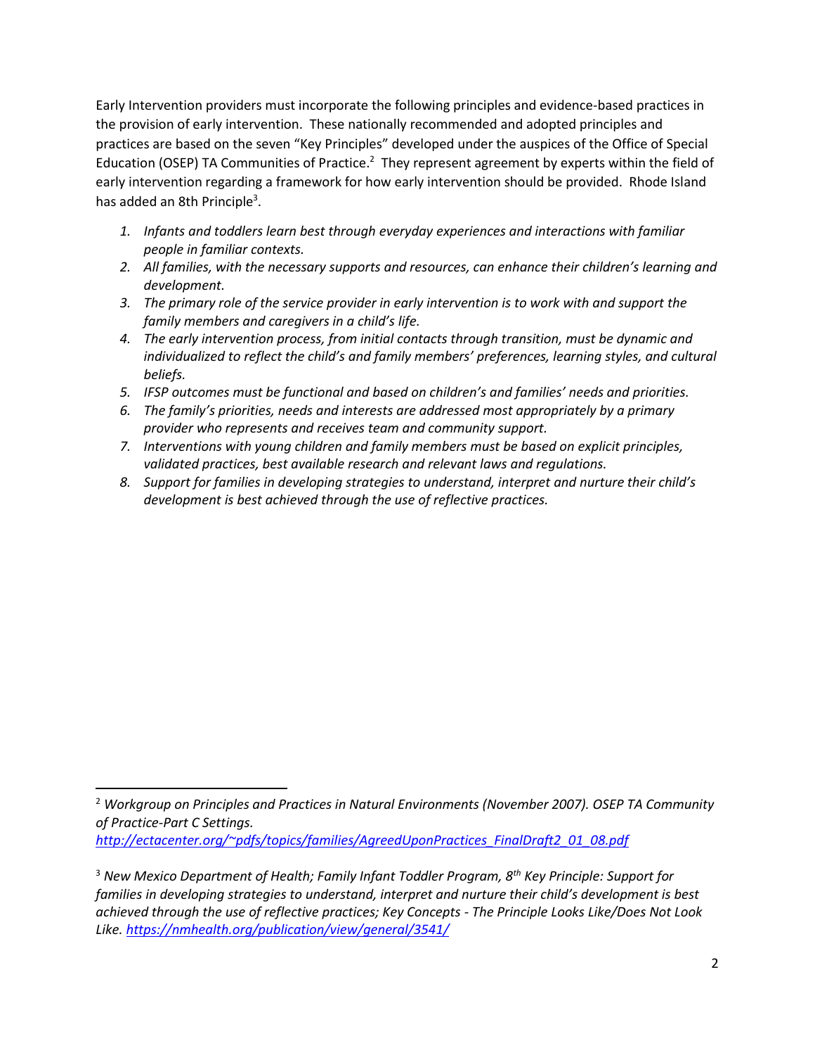Early Intervention providers must incorporate the following principles and evidence-based practices in the provision of early intervention. These nationally recommended and adopted principles and practices are based on the seven "Key Principles" developed under the auspices of the Office of Special Education (OSEP) TA Communities of Practice.[2] They represent agreement by experts within the field of early intervention regarding a framework for how early intervention should be provided. Rhode Island has added an 8th Principle[3].

1. *Infants and toddlers learn best through everyday experiences and interactions with familiar people in familiar contexts.*
2. *All families, with the necessary supports and resources, can enhance their children's learning and development.*
3. *The primary role of the service provider in early intervention is to work with and support the family members and caregivers in a child's life.*
4. *The early intervention process, from initial contacts through transition, must be dynamic and individualized to reflect the child's and family members' preferences, learning styles, and cultural beliefs.*
5. *IFSP outcomes must be functional and based on children's and families' needs and priorities.*
6. *The family's priorities, needs and interests are addressed most appropriately by a primary provider who represents and receives team and community support.*
7. *Interventions with young children and family members must be based on explicit principles, validated practices, best available research and relevant laws and regulations.*
8. *Support for families in developing strategies to understand, interpret and nurture their child's development is best achieved through the use of reflective practices.*

---

[2] *Workgroup on Principles and Practices in Natural Environments (November 2007). OSEP TA Community of Practice-Part C Settings.* *http://ectacenter.org/~pdfs/topics/families/AgreedUponPractices_FinalDraft2_01_08.pdf*

[3] *New Mexico Department of Health; Family Infant Toddler Program, 8th Key Principle: Support for families in developing strategies to understand, interpret and nurture their child's development is best achieved through the use of reflective practices; Key Concepts - The Principle Looks Like/Does Not Look Like. https://nmhealth.org/publication/view/general/3541/*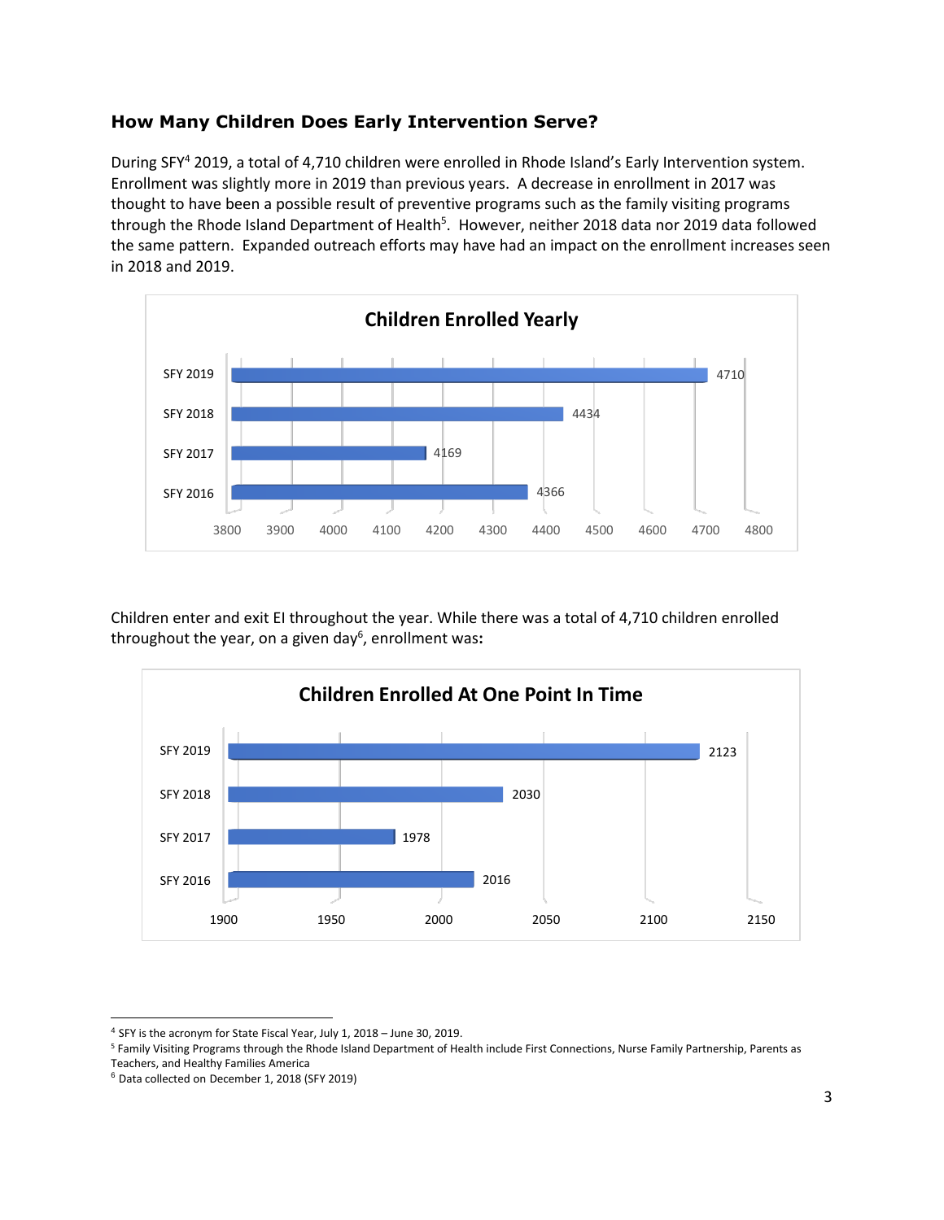### How Many Children Does Early Intervention Serve?

During SFY[4] 2019, a total of 4,710 children were enrolled in Rhode Island's Early Intervention system. Enrollment was slightly more in 2019 than previous years. A decrease in enrollment in 2017 was thought to have been a possible result of preventive programs such as the family visiting programs through the Rhode Island Department of Health[5]. However, neither 2018 data nor 2019 data followed the same pattern. Expanded outreach efforts may have had an impact on the enrollment increases seen in 2018 and 2019.

**Children Enrolled Yearly**

| Year | Children Enrolled |
|---|---|
| SFY 2019 | 4710 |
| SFY 2018 | 4434 |
| SFY 2017 | 4169 |
| SFY 2016 | 4366 |

Children enter and exit EI throughout the year. While there was a total of 4,710 children enrolled throughout the year, on a given day[6], enrollment was**:**

**Children Enrolled At One Point In Time**

| Year | Children Enrolled |
|---|---|
| SFY 2019 | 2123 |
| SFY 2018 | 2030 |
| SFY 2017 | 1978 |
| SFY 2016 | 2016 |

---

[4] SFY is the acronym for State Fiscal Year, July 1, 2018 – June 30, 2019.

[5] Family Visiting Programs through the Rhode Island Department of Health include First Connections, Nurse Family Partnership, Parents as Teachers, and Healthy Families America

[6] Data collected on December 1, 2018 (SFY 2019)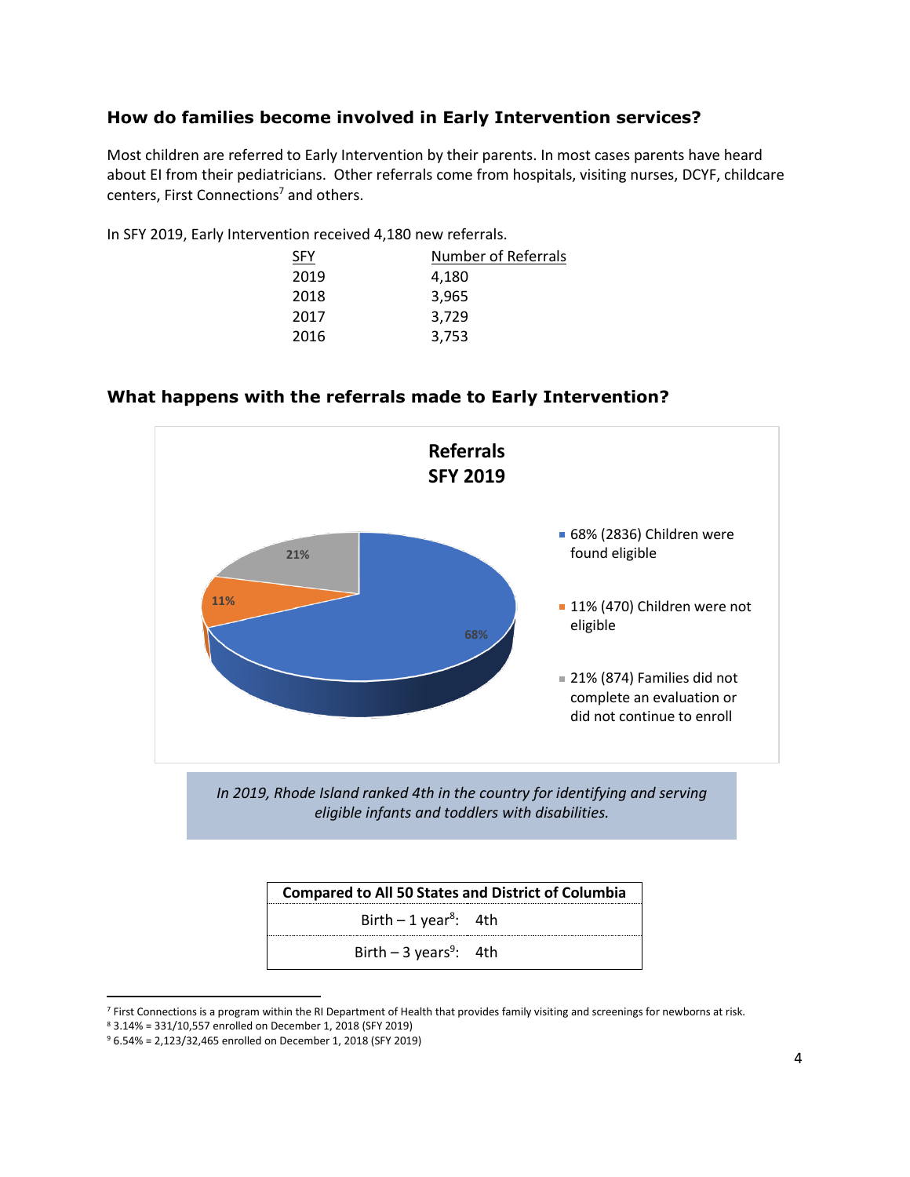## How do families become involved in Early Intervention services?

Most children are referred to Early Intervention by their parents. In most cases parents have heard about EI from their pediatricians. Other referrals come from hospitals, visiting nurses, DCYF, childcare centers, First Connections[7] and others.

In SFY 2019, Early Intervention received 4,180 new referrals.

| SFY | Number of Referrals |
|---|---|
| 2019 | 4,180 |
| 2018 | 3,965 |
| 2017 | 3,729 |
| 2016 | 3,753 |

## What happens with the referrals made to Early Intervention?

**Referrals SFY 2019**

- 68% (2836) Children were found eligible
- 11% (470) Children were not eligible
- 21% (874) Families did not complete an evaluation or did not continue to enroll

*In 2019, Rhode Island ranked 4th in the country for identifying and serving eligible infants and toddlers with disabilities.*

| Compared to All 50 States and District of Columbia | |
|---|---|
| Birth – 1 year[8]: | 4th |
| Birth – 3 years[9]: | 4th |

---

[7] First Connections is a program within the RI Department of Health that provides family visiting and screenings for newborns at risk.

[8] 3.14% = 331/10,557 enrolled on December 1, 2018 (SFY 2019)

[9] 6.54% = 2,123/32,465 enrolled on December 1, 2018 (SFY 2019)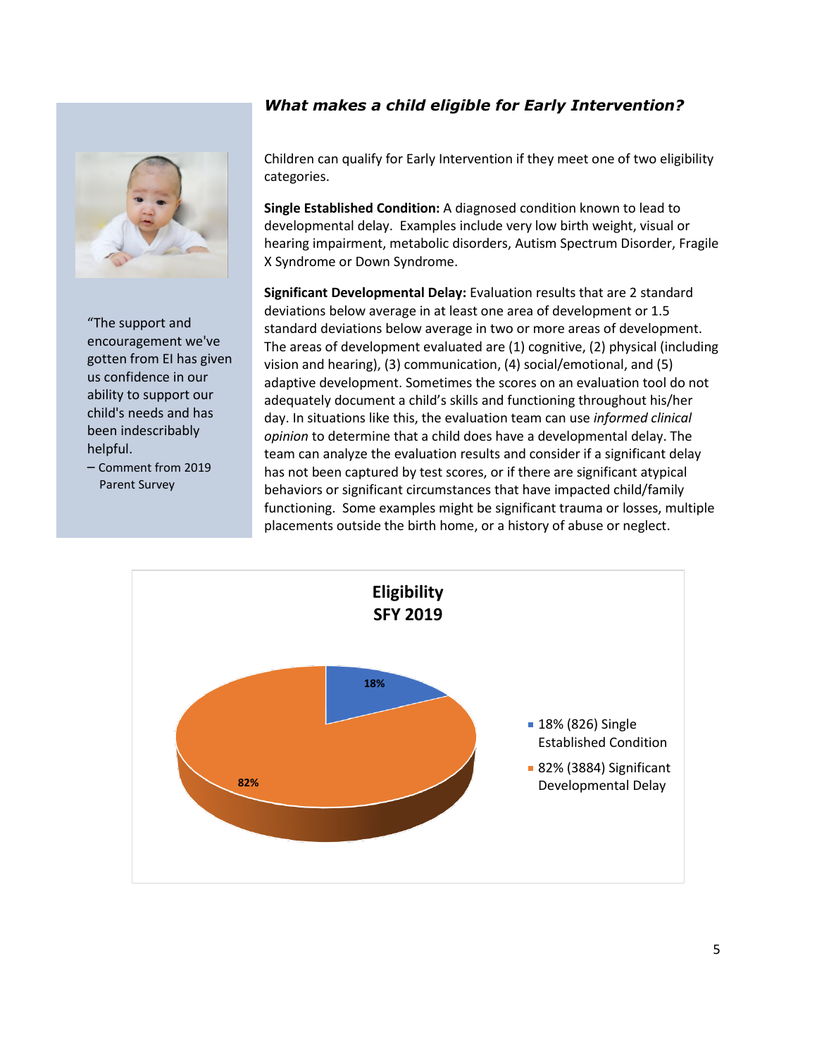### *What makes a child eligible for Early Intervention?*

Children can qualify for Early Intervention if they meet one of two eligibility categories.

**Single Established Condition:** A diagnosed condition known to lead to developmental delay. Examples include very low birth weight, visual or hearing impairment, metabolic disorders, Autism Spectrum Disorder, Fragile X Syndrome or Down Syndrome.

**Significant Developmental Delay:** Evaluation results that are 2 standard deviations below average in at least one area of development or 1.5 standard deviations below average in two or more areas of development. The areas of development evaluated are (1) cognitive, (2) physical (including vision and hearing), (3) communication, (4) social/emotional, and (5) adaptive development. Sometimes the scores on an evaluation tool do not adequately document a child's skills and functioning throughout his/her day. In situations like this, the evaluation team can use *informed clinical opinion* to determine that a child does have a developmental delay. The team can analyze the evaluation results and consider if a significant delay has not been captured by test scores, or if there are significant atypical behaviors or significant circumstances that have impacted child/family functioning. Some examples might be significant trauma or losses, multiple placements outside the birth home, or a history of abuse or neglect.

"The support and encouragement we've gotten from EI has given us confidence in our ability to support our child's needs and has been indescribably helpful.

– Comment from 2019 Parent Survey

**Eligibility**
**SFY 2019**

- 18% (826) Single Established Condition
- 82% (3884) Significant Developmental Delay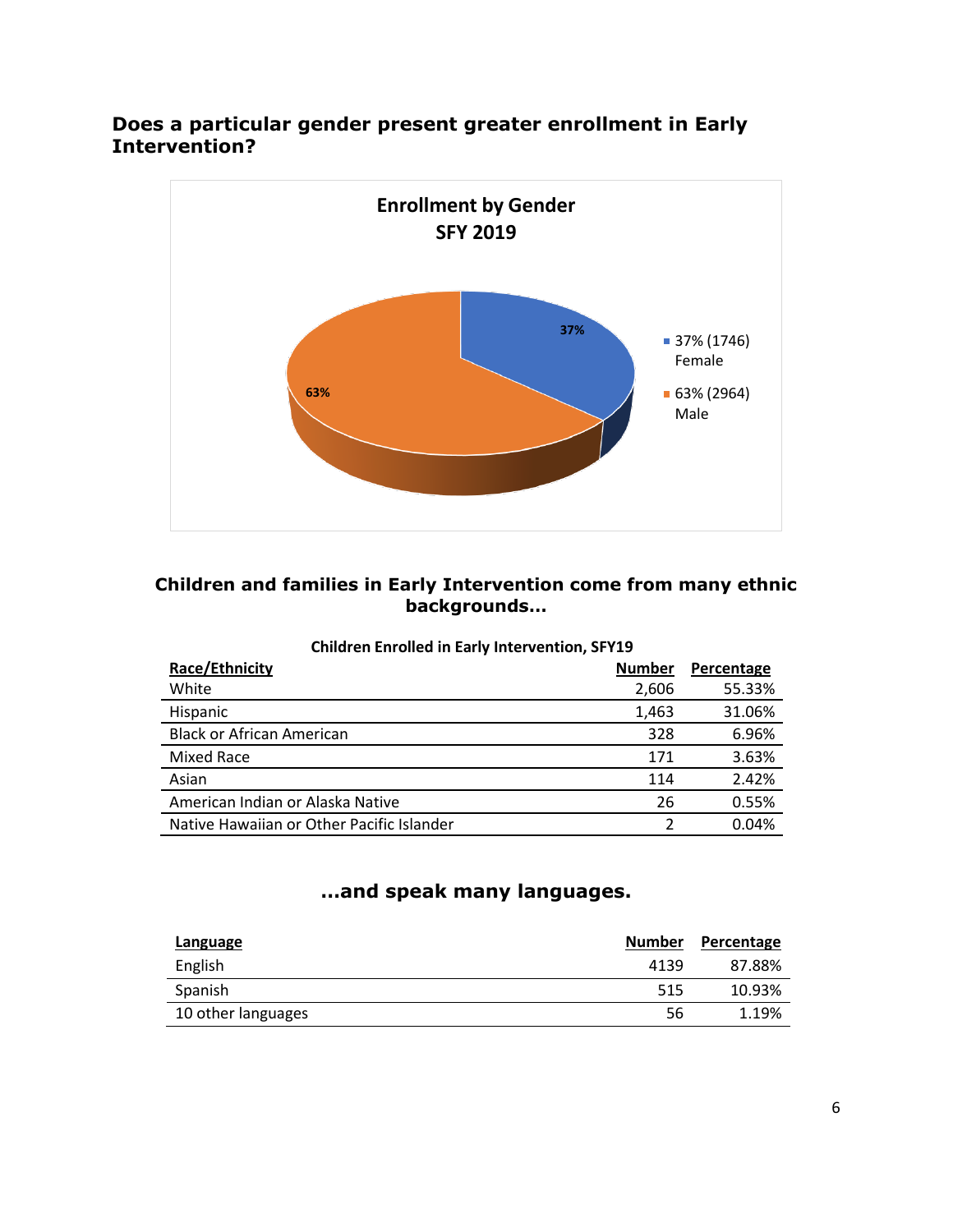## Does a particular gender present greater enrollment in Early Intervention?

**Enrollment by Gender SFY 2019**

- 37% (1746) Female
- 63% (2964) Male

## Children and families in Early Intervention come from many ethnic backgrounds…

**Children Enrolled in Early Intervention, SFY19**

| Race/Ethnicity | Number | Percentage |
|---|---|---|
| White | 2,606 | 55.33% |
| Hispanic | 1,463 | 31.06% |
| Black or African American | 328 | 6.96% |
| Mixed Race | 171 | 3.63% |
| Asian | 114 | 2.42% |
| American Indian or Alaska Native | 26 | 0.55% |
| Native Hawaiian or Other Pacific Islander | 2 | 0.04% |

## …and speak many languages.

| Language | Number | Percentage |
|---|---|---|
| English | 4139 | 87.88% |
| Spanish | 515 | 10.93% |
| 10 other languages | 56 | 1.19% |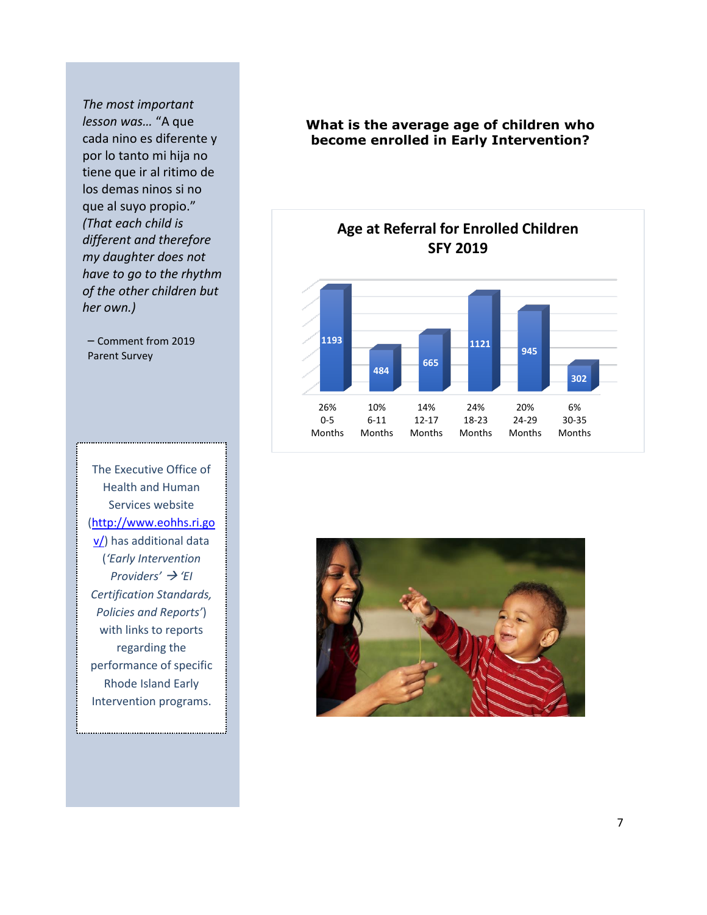*The most important lesson was…* "A que cada nino es diferente y por lo tanto mi hija no tiene que ir al ritimo de los demas ninos si no que al suyo propio." *(That each child is different and therefore my daughter does not have to go to the rhythm of the other children but her own.)*

– Comment from 2019 Parent Survey

The Executive Office of Health and Human Services website (http://www.eohhs.ri.gov/) has additional data (*'Early Intervention Providers'* → *'EI Certification Standards, Policies and Reports'*) with links to reports regarding the performance of specific Rhode Island Early Intervention programs.

**What is the average age of children who become enrolled in Early Intervention?**

**Age at Referral for Enrolled Children SFY 2019**

| Age | Number | Percent |
|---|---|---|
| 0-5 Months | 1193 | 26% |
| 6-11 Months | 484 | 10% |
| 12-17 Months | 665 | 14% |
| 18-23 Months | 1121 | 24% |
| 24-29 Months | 945 | 20% |
| 30-35 Months | 302 | 6% |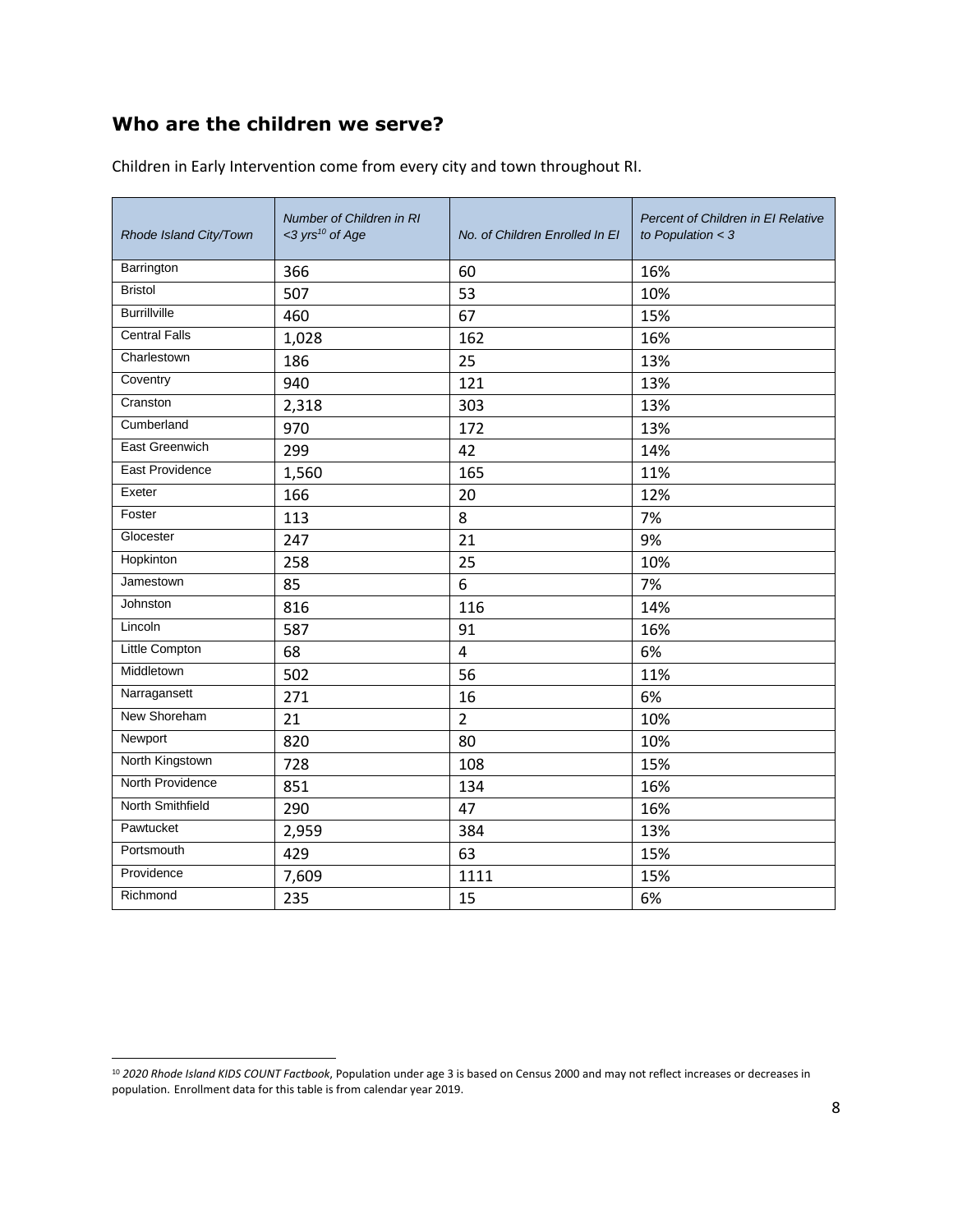## Who are the children we serve?

Children in Early Intervention come from every city and town throughout RI.

| *Rhode Island City/Town* | *Number of Children in RI <3 yrs[10] of Age* | *No. of Children Enrolled In EI* | *Percent of Children in EI Relative to Population < 3* |
|---|---|---|---|
| Barrington | 366 | 60 | 16% |
| Bristol | 507 | 53 | 10% |
| Burrillville | 460 | 67 | 15% |
| Central Falls | 1,028 | 162 | 16% |
| Charlestown | 186 | 25 | 13% |
| Coventry | 940 | 121 | 13% |
| Cranston | 2,318 | 303 | 13% |
| Cumberland | 970 | 172 | 13% |
| East Greenwich | 299 | 42 | 14% |
| East Providence | 1,560 | 165 | 11% |
| Exeter | 166 | 20 | 12% |
| Foster | 113 | 8 | 7% |
| Glocester | 247 | 21 | 9% |
| Hopkinton | 258 | 25 | 10% |
| Jamestown | 85 | 6 | 7% |
| Johnston | 816 | 116 | 14% |
| Lincoln | 587 | 91 | 16% |
| Little Compton | 68 | 4 | 6% |
| Middletown | 502 | 56 | 11% |
| Narragansett | 271 | 16 | 6% |
| New Shoreham | 21 | 2 | 10% |
| Newport | 820 | 80 | 10% |
| North Kingstown | 728 | 108 | 15% |
| North Providence | 851 | 134 | 16% |
| North Smithfield | 290 | 47 | 16% |
| Pawtucket | 2,959 | 384 | 13% |
| Portsmouth | 429 | 63 | 15% |
| Providence | 7,609 | 1111 | 15% |
| Richmond | 235 | 15 | 6% |

[10] *2020 Rhode Island KIDS COUNT Factbook*, Population under age 3 is based on Census 2000 and may not reflect increases or decreases in population. Enrollment data for this table is from calendar year 2019.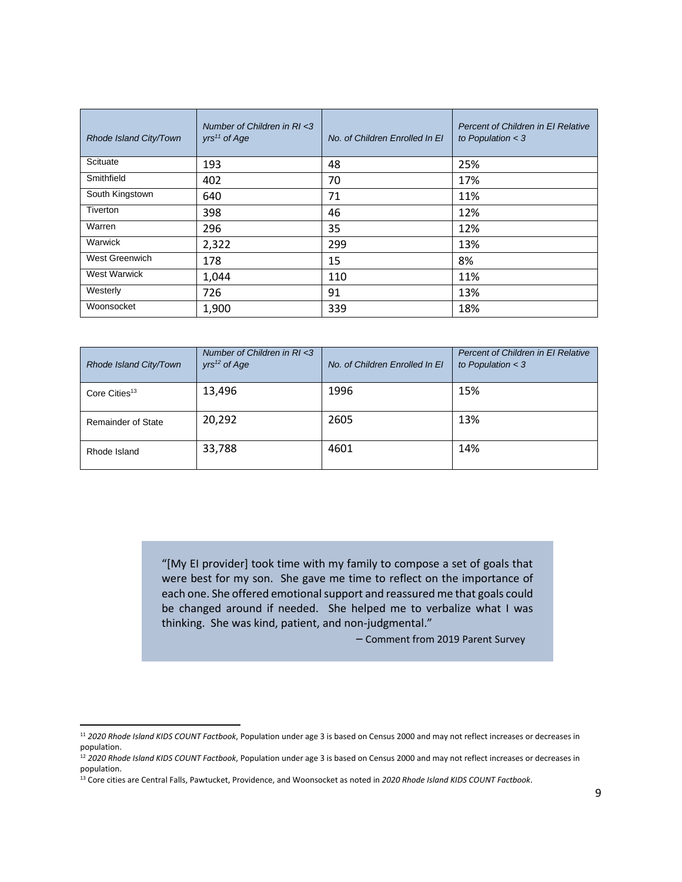| Rhode Island City/Town | Number of Children in RI <3 yrs[11] of Age | No. of Children Enrolled In EI | Percent of Children in EI Relative to Population < 3 |
|---|---|---|---|
| Scituate | 193 | 48 | 25% |
| Smithfield | 402 | 70 | 17% |
| South Kingstown | 640 | 71 | 11% |
| Tiverton | 398 | 46 | 12% |
| Warren | 296 | 35 | 12% |
| Warwick | 2,322 | 299 | 13% |
| West Greenwich | 178 | 15 | 8% |
| West Warwick | 1,044 | 110 | 11% |
| Westerly | 726 | 91 | 13% |
| Woonsocket | 1,900 | 339 | 18% |

| Rhode Island City/Town | Number of Children in RI <3 yrs[12] of Age | No. of Children Enrolled In EI | Percent of Children in EI Relative to Population < 3 |
|---|---|---|---|
| Core Cities[13] | 13,496 | 1996 | 15% |
| Remainder of State | 20,292 | 2605 | 13% |
| Rhode Island | 33,788 | 4601 | 14% |

> "[My EI provider] took time with my family to compose a set of goals that were best for my son. She gave me time to reflect on the importance of each one. She offered emotional support and reassured me that goals could be changed around if needed. She helped me to verbalize what I was thinking. She was kind, patient, and non-judgmental."
>
> – Comment from 2019 Parent Survey

[11] *2020 Rhode Island KIDS COUNT Factbook*, Population under age 3 is based on Census 2000 and may not reflect increases or decreases in population.

[12] *2020 Rhode Island KIDS COUNT Factbook*, Population under age 3 is based on Census 2000 and may not reflect increases or decreases in population.

[13] Core cities are Central Falls, Pawtucket, Providence, and Woonsocket as noted in *2020 Rhode Island KIDS COUNT Factbook*.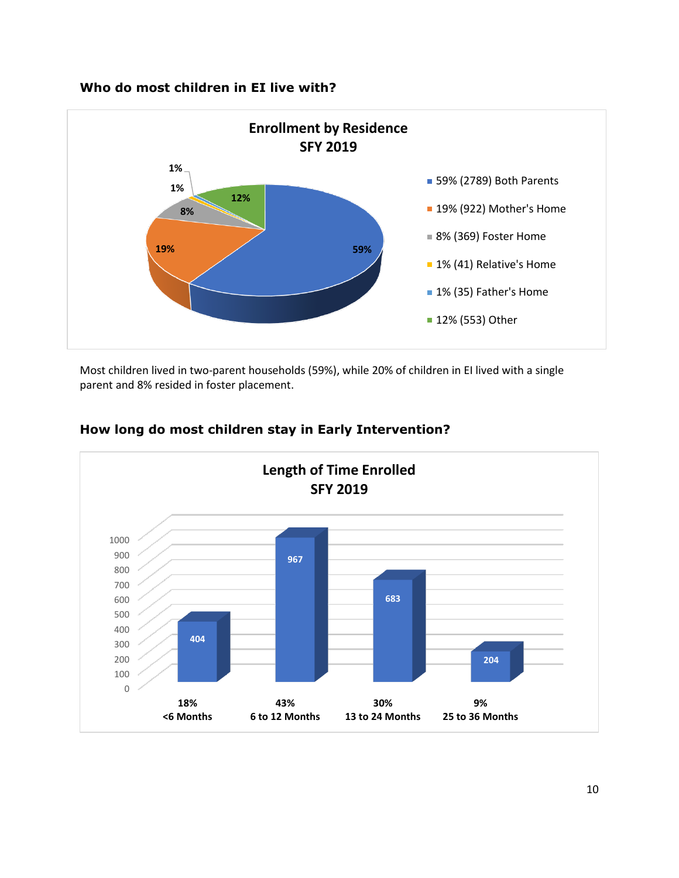### Who do most children in EI live with?

**Enrollment by Residence SFY 2019**

| Residence | Percent | Count |
|---|---|---|
| Both Parents | 59% | 2789 |
| Mother's Home | 19% | 922 |
| Foster Home | 8% | 369 |
| Relative's Home | 1% | 41 |
| Father's Home | 1% | 35 |
| Other | 12% | 553 |

Most children lived in two-parent households (59%), while 20% of children in EI lived with a single parent and 8% resided in foster placement.

### How long do most children stay in Early Intervention?

**Length of Time Enrolled SFY 2019**

| Length of Time | Percent | Count |
|---|---|---|
| <6 Months | 18% | 404 |
| 6 to 12 Months | 43% | 967 |
| 13 to 24 Months | 30% | 683 |
| 25 to 36 Months | 9% | 204 |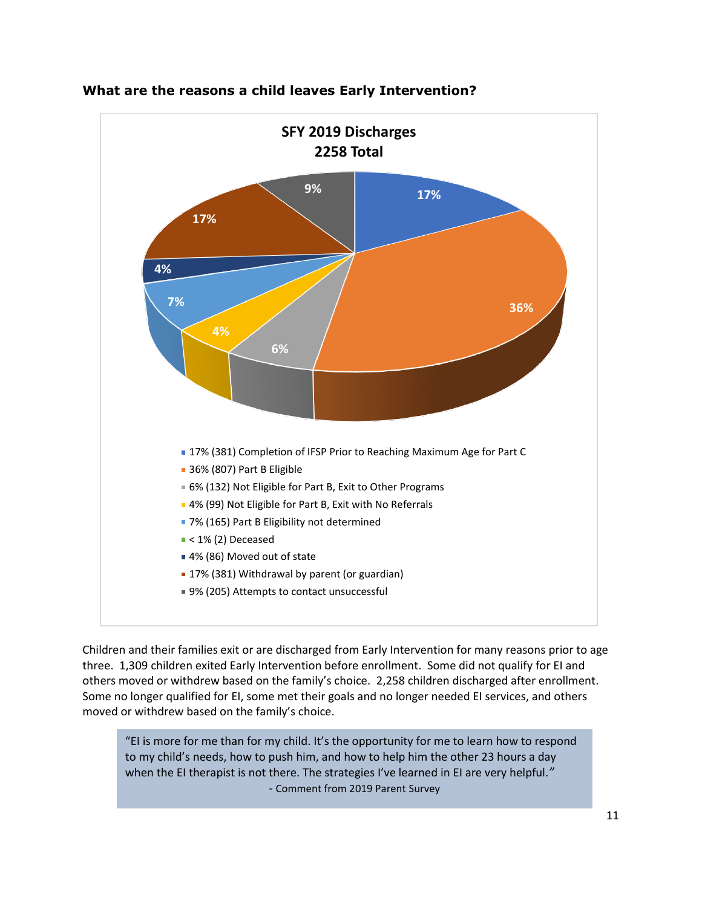**What are the reasons a child leaves Early Intervention?**

**SFY 2019 Discharges**
**2258 Total**

- 17% (381) Completion of IFSP Prior to Reaching Maximum Age for Part C
- 36% (807) Part B Eligible
- 6% (132) Not Eligible for Part B, Exit to Other Programs
- 4% (99) Not Eligible for Part B, Exit with No Referrals
- 7% (165) Part B Eligibility not determined
- < 1% (2) Deceased
- 4% (86) Moved out of state
- 17% (381) Withdrawal by parent (or guardian)
- 9% (205) Attempts to contact unsuccessful

Children and their families exit or are discharged from Early Intervention for many reasons prior to age three. 1,309 children exited Early Intervention before enrollment. Some did not qualify for EI and others moved or withdrew based on the family's choice. 2,258 children discharged after enrollment. Some no longer qualified for EI, some met their goals and no longer needed EI services, and others moved or withdrew based on the family's choice.

> "EI is more for me than for my child. It's the opportunity for me to learn how to respond to my child's needs, how to push him, and how to help him the other 23 hours a day when the EI therapist is not there. The strategies I've learned in EI are very helpful."
> - Comment from 2019 Parent Survey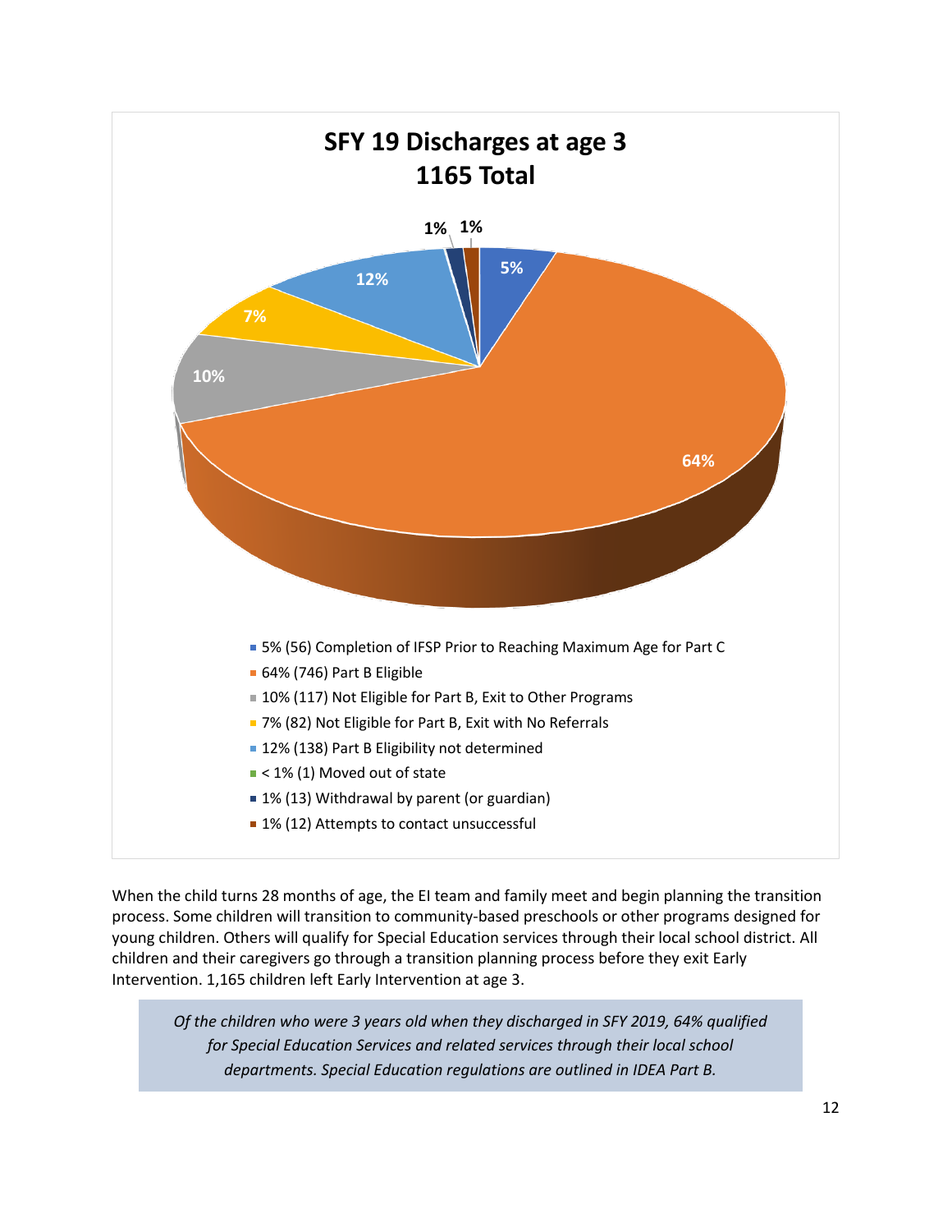**SFY 19 Discharges at age 3**
**1165 Total**

- 5% (56) Completion of IFSP Prior to Reaching Maximum Age for Part C
- 64% (746) Part B Eligible
- 10% (117) Not Eligible for Part B, Exit to Other Programs
- 7% (82) Not Eligible for Part B, Exit with No Referrals
- 12% (138) Part B Eligibility not determined
- < 1% (1) Moved out of state
- 1% (13) Withdrawal by parent (or guardian)
- 1% (12) Attempts to contact unsuccessful

When the child turns 28 months of age, the EI team and family meet and begin planning the transition process. Some children will transition to community-based preschools or other programs designed for young children. Others will qualify for Special Education services through their local school district. All children and their caregivers go through a transition planning process before they exit Early Intervention. 1,165 children left Early Intervention at age 3.

*Of the children who were 3 years old when they discharged in SFY 2019, 64% qualified for Special Education Services and related services through their local school departments. Special Education regulations are outlined in IDEA Part B.*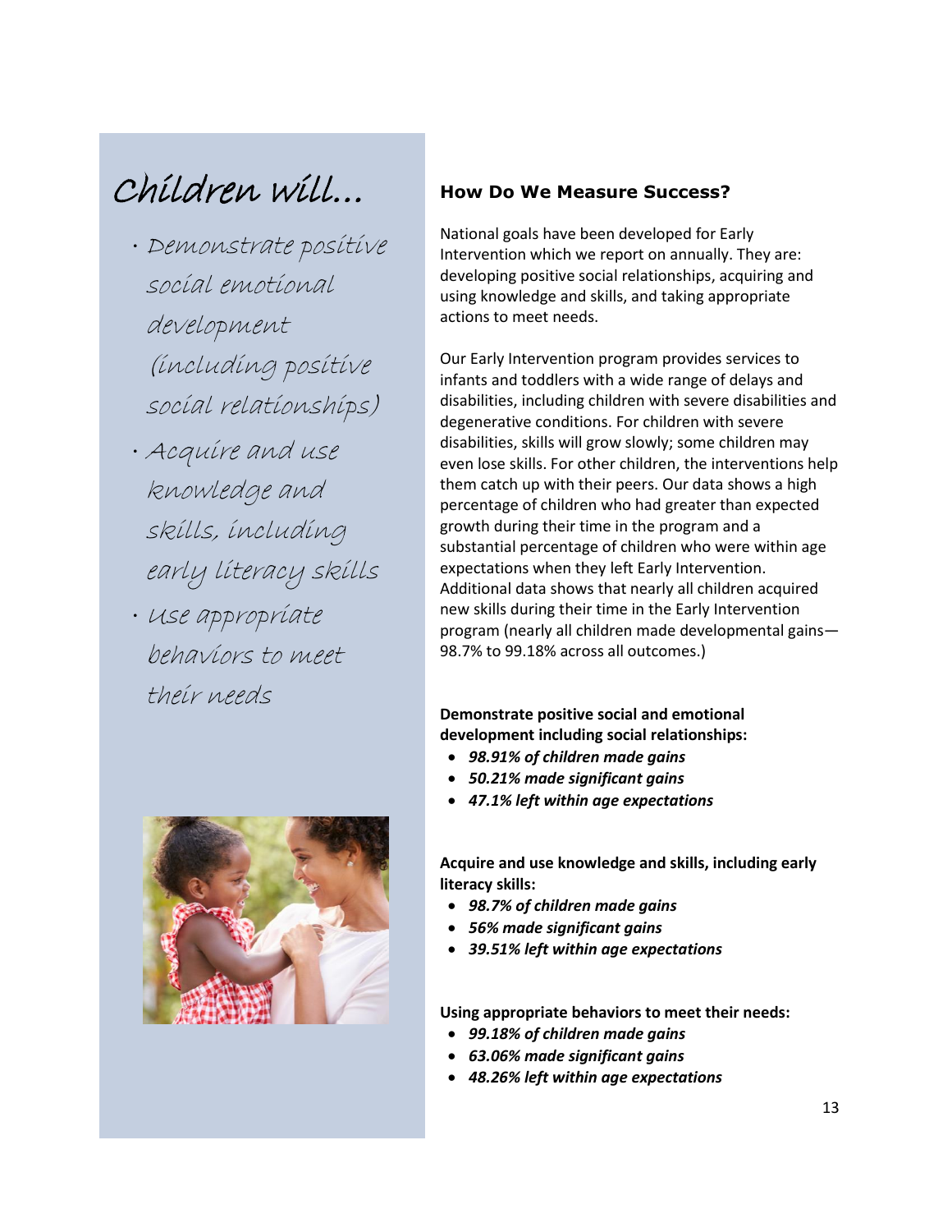# Children will...

- Demonstrate positive social emotional development (including positive social relationships)
- Acquire and use knowledge and skills, including early literacy skills
- Use appropriate behaviors to meet their needs

## How Do We Measure Success?

National goals have been developed for Early Intervention which we report on annually. They are: developing positive social relationships, acquiring and using knowledge and skills, and taking appropriate actions to meet needs.

Our Early Intervention program provides services to infants and toddlers with a wide range of delays and disabilities, including children with severe disabilities and degenerative conditions. For children with severe disabilities, skills will grow slowly; some children may even lose skills. For other children, the interventions help them catch up with their peers. Our data shows a high percentage of children who had greater than expected growth during their time in the program and a substantial percentage of children who were within age expectations when they left Early Intervention. Additional data shows that nearly all children acquired new skills during their time in the Early Intervention program (nearly all children made developmental gains—98.7% to 99.18% across all outcomes.)

**Demonstrate positive social and emotional development including social relationships:**

- ***98.91% of children made gains***
- ***50.21% made significant gains***
- ***47.1% left within age expectations***

**Acquire and use knowledge and skills, including early literacy skills:**

- ***98.7% of children made gains***
- ***56% made significant gains***
- ***39.51% left within age expectations***

**Using appropriate behaviors to meet their needs:**

- ***99.18% of children made gains***
- ***63.06% made significant gains***
- ***48.26% left within age expectations***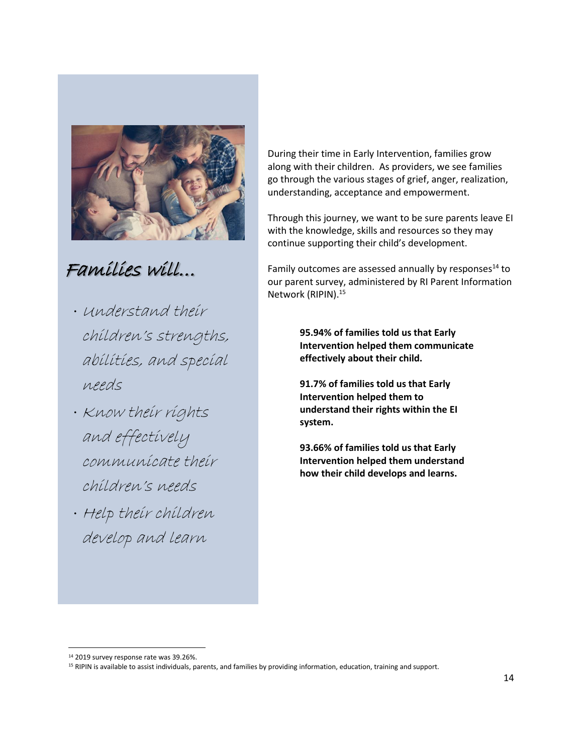## Families will…

- Understand their children's strengths, abilities, and special needs
- Know their rights and effectively communicate their children's needs
- Help their children develop and learn

During their time in Early Intervention, families grow along with their children. As providers, we see families go through the various stages of grief, anger, realization, understanding, acceptance and empowerment.

Through this journey, we want to be sure parents leave EI with the knowledge, skills and resources so they may continue supporting their child's development.

Family outcomes are assessed annually by responses[14] to our parent survey, administered by RI Parent Information Network (RIPIN).[15]

**95.94% of families told us that Early Intervention helped them communicate effectively about their child.**

**91.7% of families told us that Early Intervention helped them to understand their rights within the EI system.**

**93.66% of families told us that Early Intervention helped them understand how their child develops and learns.**

---

[14] 2019 survey response rate was 39.26%.

[15] RIPIN is available to assist individuals, parents, and families by providing information, education, training and support.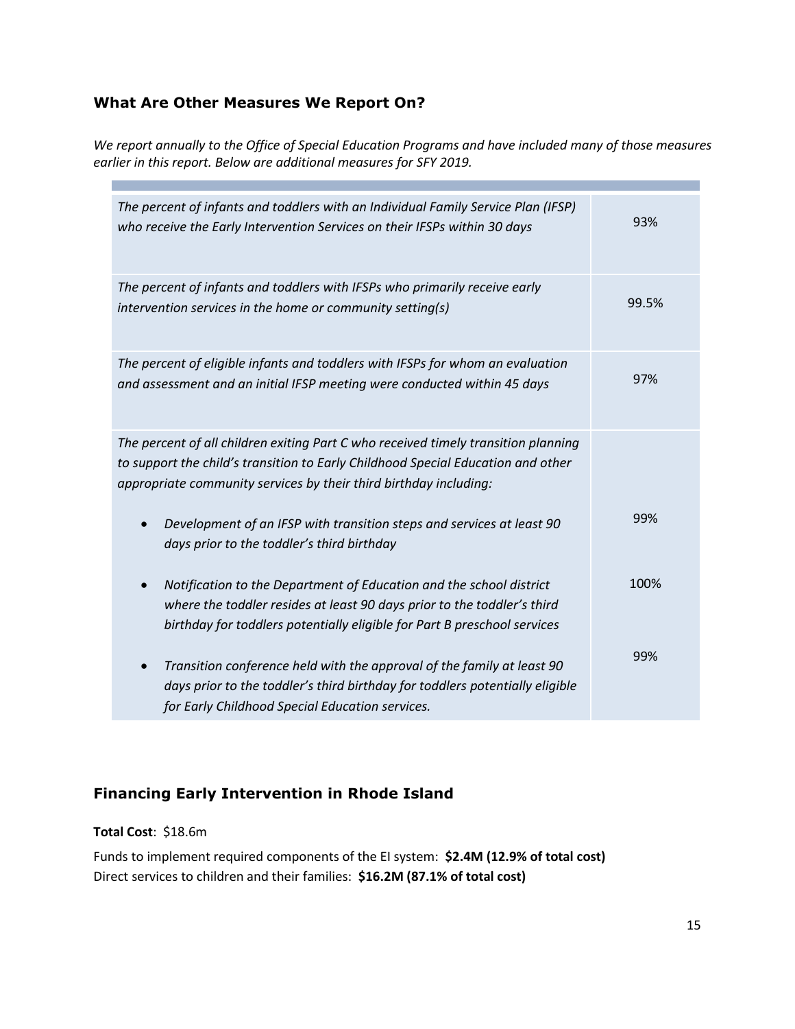### What Are Other Measures We Report On?

*We report annually to the Office of Special Education Programs and have included many of those measures earlier in this report. Below are additional measures for SFY 2019.*

| | |
|---|---|
| *The percent of infants and toddlers with an Individual Family Service Plan (IFSP) who receive the Early Intervention Services on their IFSPs within 30 days* | 93% |
| *The percent of infants and toddlers with IFSPs who primarily receive early intervention services in the home or community setting(s)* | 99.5% |
| *The percent of eligible infants and toddlers with IFSPs for whom an evaluation and assessment and an initial IFSP meeting were conducted within 45 days* | 97% |
| *The percent of all children exiting Part C who received timely transition planning to support the child's transition to Early Childhood Special Education and other appropriate community services by their third birthday including:* | |
| • *Development of an IFSP with transition steps and services at least 90 days prior to the toddler's third birthday* | 99% |
| • *Notification to the Department of Education and the school district where the toddler resides at least 90 days prior to the toddler's third birthday for toddlers potentially eligible for Part B preschool services* | 100% |
| • *Transition conference held with the approval of the family at least 90 days prior to the toddler's third birthday for toddlers potentially eligible for Early Childhood Special Education services.* | 99% |

### Financing Early Intervention in Rhode Island

**Total Cost**: $18.6m

Funds to implement required components of the EI system: **$2.4M (12.9% of total cost)**
Direct services to children and their families: **$16.2M (87.1% of total cost)**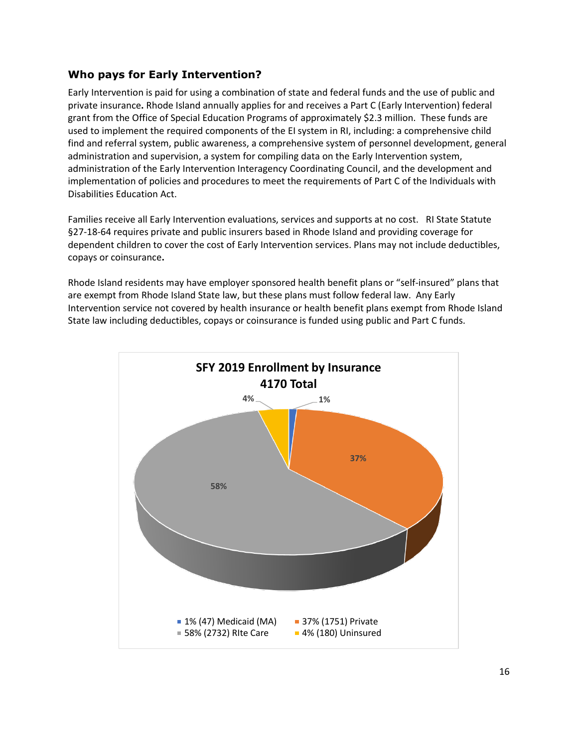### Who pays for Early Intervention?

Early Intervention is paid for using a combination of state and federal funds and the use of public and private insurance**.** Rhode Island annually applies for and receives a Part C (Early Intervention) federal grant from the Office of Special Education Programs of approximately $2.3 million. These funds are used to implement the required components of the EI system in RI, including: a comprehensive child find and referral system, public awareness, a comprehensive system of personnel development, general administration and supervision, a system for compiling data on the Early Intervention system, administration of the Early Intervention Interagency Coordinating Council, and the development and implementation of policies and procedures to meet the requirements of Part C of the Individuals with Disabilities Education Act.

Families receive all Early Intervention evaluations, services and supports at no cost. RI State Statute §27-18-64 requires private and public insurers based in Rhode Island and providing coverage for dependent children to cover the cost of Early Intervention services. Plans may not include deductibles, copays or coinsurance**.**

Rhode Island residents may have employer sponsored health benefit plans or "self-insured" plans that are exempt from Rhode Island State law, but these plans must follow federal law. Any Early Intervention service not covered by health insurance or health benefit plans exempt from Rhode Island State law including deductibles, copays or coinsurance is funded using public and Part C funds.

**SFY 2019 Enrollment by Insurance**
**4170 Total**

| Insurance | Percent | Number |
|---|---|---|
| Medicaid (MA) | 1% | 47 |
| Private | 37% | 1751 |
| RIte Care | 58% | 2732 |
| Uninsured | 4% | 180 |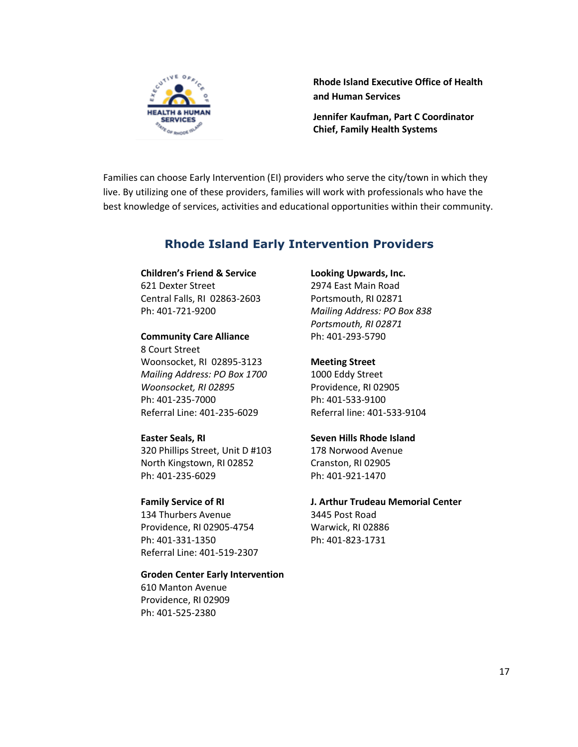**Rhode Island Executive Office of Health and Human Services**

**Jennifer Kaufman, Part C Coordinator**
**Chief, Family Health Systems**

Families can choose Early Intervention (EI) providers who serve the city/town in which they live. By utilizing one of these providers, families will work with professionals who have the best knowledge of services, activities and educational opportunities within their community.

## Rhode Island Early Intervention Providers

**Children's Friend & Service**
621 Dexter Street
Central Falls, RI 02863-2603
Ph: 401-721-9200

**Community Care Alliance**
8 Court Street
Woonsocket, RI 02895-3123
*Mailing Address: PO Box 1700*
*Woonsocket, RI 02895*
Ph: 401-235-7000
Referral Line: 401-235-6029

**Easter Seals, RI**
320 Phillips Street, Unit D #103
North Kingstown, RI 02852
Ph: 401-235-6029

**Family Service of RI**
134 Thurbers Avenue
Providence, RI 02905-4754
Ph: 401-331-1350
Referral Line: 401-519-2307

**Groden Center Early Intervention**
610 Manton Avenue
Providence, RI 02909
Ph: 401-525-2380

**Looking Upwards, Inc.**
2974 East Main Road
Portsmouth, RI 02871
*Mailing Address: PO Box 838*
*Portsmouth, RI 02871*
Ph: 401-293-5790

**Meeting Street**
1000 Eddy Street
Providence, RI 02905
Ph: 401-533-9100
Referral line: 401-533-9104

**Seven Hills Rhode Island**
178 Norwood Avenue
Cranston, RI 02905
Ph: 401-921-1470

**J. Arthur Trudeau Memorial Center**
3445 Post Road
Warwick, RI 02886
Ph: 401-823-1731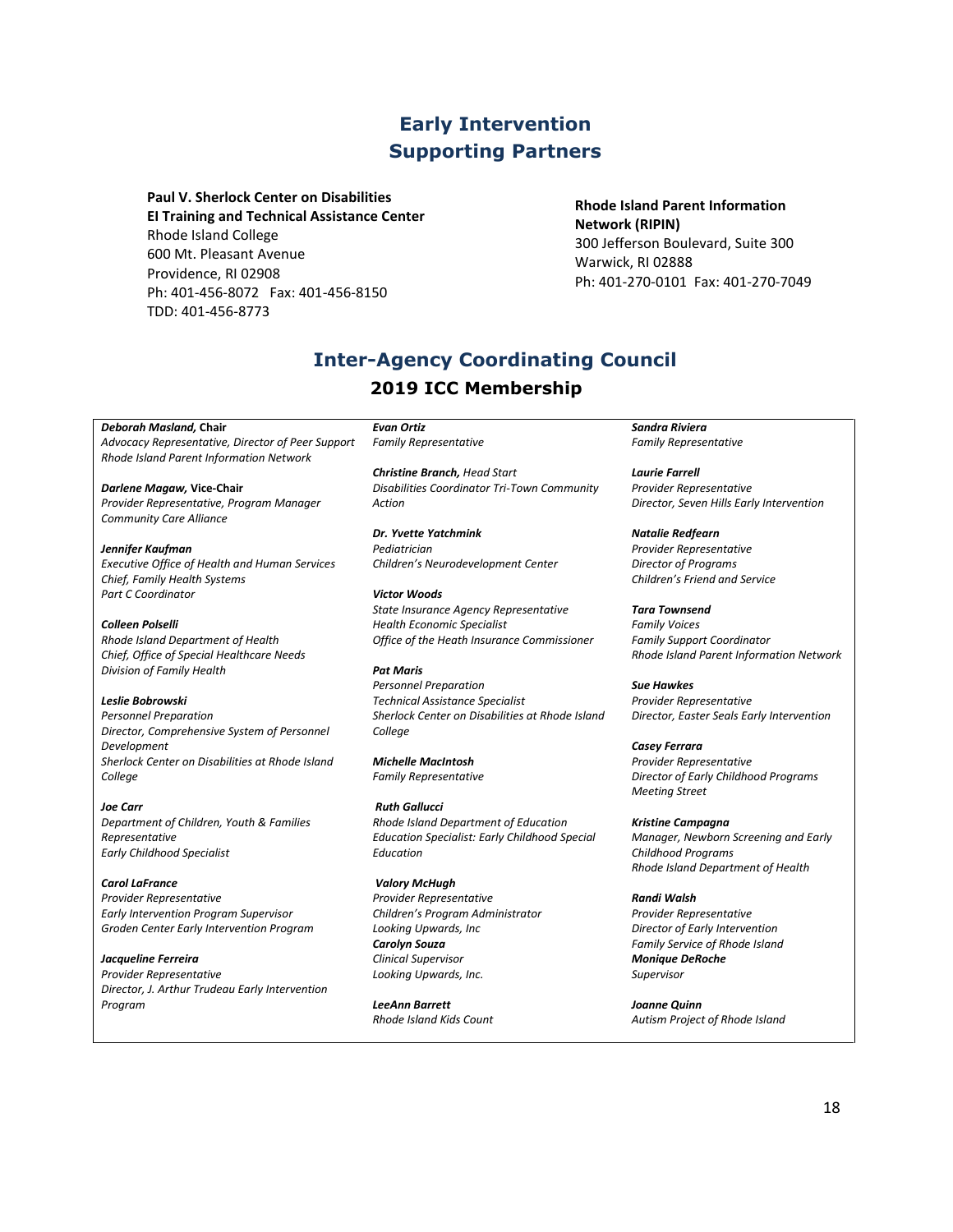## Early Intervention Supporting Partners

**Paul V. Sherlock Center on Disabilities**
**EI Training and Technical Assistance Center**
Rhode Island College
600 Mt. Pleasant Avenue
Providence, RI 02908
Ph: 401-456-8072 Fax: 401-456-8150
TDD: 401-456-8773

**Rhode Island Parent Information Network (RIPIN)**
300 Jefferson Boulevard, Suite 300
Warwick, RI 02888
Ph: 401-270-0101 Fax: 401-270-7049

## Inter-Agency Coordinating Council

### 2019 ICC Membership

***Deborah Masland,* Chair**
*Advocacy Representative, Director of Peer Support*
*Rhode Island Parent Information Network*

***Darlene Magaw,* Vice-Chair**
*Provider Representative, Program Manager*
*Community Care Alliance*

***Jennifer Kaufman***
*Executive Office of Health and Human Services*
*Chief, Family Health Systems*
*Part C Coordinator*

***Colleen Polselli***
*Rhode Island Department of Health*
*Chief, Office of Special Healthcare Needs*
*Division of Family Health*

***Leslie Bobrowski***
*Personnel Preparation*
*Director, Comprehensive System of Personnel Development*
*Sherlock Center on Disabilities at Rhode Island College*

***Joe Carr***
*Department of Children, Youth & Families Representative*
*Early Childhood Specialist*

***Carol LaFrance***
*Provider Representative*
*Early Intervention Program Supervisor*
*Groden Center Early Intervention Program*

***Jacqueline Ferreira***
*Provider Representative*
*Director, J. Arthur Trudeau Early Intervention Program*

***Evan Ortiz***
*Family Representative*

***Christine Branch,** Head Start*
*Disabilities Coordinator Tri-Town Community Action*

***Dr. Yvette Yatchmink***
*Pediatrician*
*Children's Neurodevelopment Center*

***Victor Woods***
*State Insurance Agency Representative*
*Health Economic Specialist*
*Office of the Heath Insurance Commissioner*

***Pat Maris***
*Personnel Preparation*
*Technical Assistance Specialist*
*Sherlock Center on Disabilities at Rhode Island College*

***Michelle MacIntosh***
*Family Representative*

***Ruth Gallucci***
*Rhode Island Department of Education*
*Education Specialist: Early Childhood Special Education*

***Valory McHugh***
*Provider Representative*
*Children's Program Administrator*
*Looking Upwards, Inc*

***Carolyn Souza***
*Clinical Supervisor*
*Looking Upwards, Inc.*

***LeeAnn Barrett***
*Rhode Island Kids Count*

***Sandra Riviera***
*Family Representative*

***Laurie Farrell***
*Provider Representative*
*Director, Seven Hills Early Intervention*

***Natalie Redfearn***
*Provider Representative*
*Director of Programs*
*Children's Friend and Service*

***Tara Townsend***
*Family Voices*
*Family Support Coordinator*
*Rhode Island Parent Information Network*

***Sue Hawkes***
*Provider Representative*
*Director, Easter Seals Early Intervention*

***Casey Ferrara***
*Provider Representative*
*Director of Early Childhood Programs*
*Meeting Street*

***Kristine Campagna***
*Manager, Newborn Screening and Early Childhood Programs*
*Rhode Island Department of Health*

***Randi Walsh***
*Provider Representative*
*Director of Early Intervention*
*Family Service of Rhode Island*

***Monique DeRoche***
*Supervisor*

***Joanne Quinn***
*Autism Project of Rhode Island*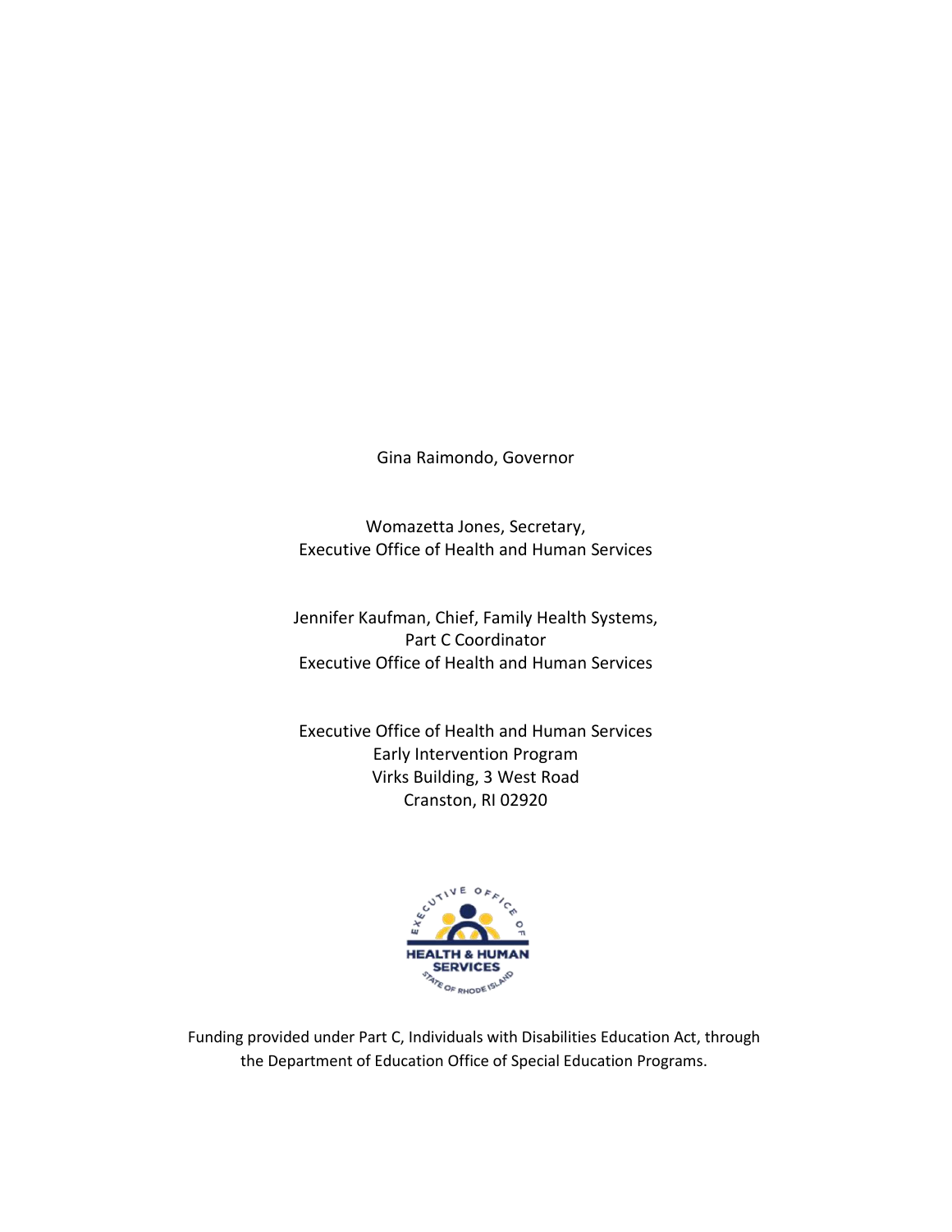Gina Raimondo, Governor

Womazetta Jones, Secretary,
Executive Office of Health and Human Services

Jennifer Kaufman, Chief, Family Health Systems,
Part C Coordinator
Executive Office of Health and Human Services

Executive Office of Health and Human Services
Early Intervention Program
Virks Building, 3 West Road
Cranston, RI 02920

Funding provided under Part C, Individuals with Disabilities Education Act, through the Department of Education Office of Special Education Programs.